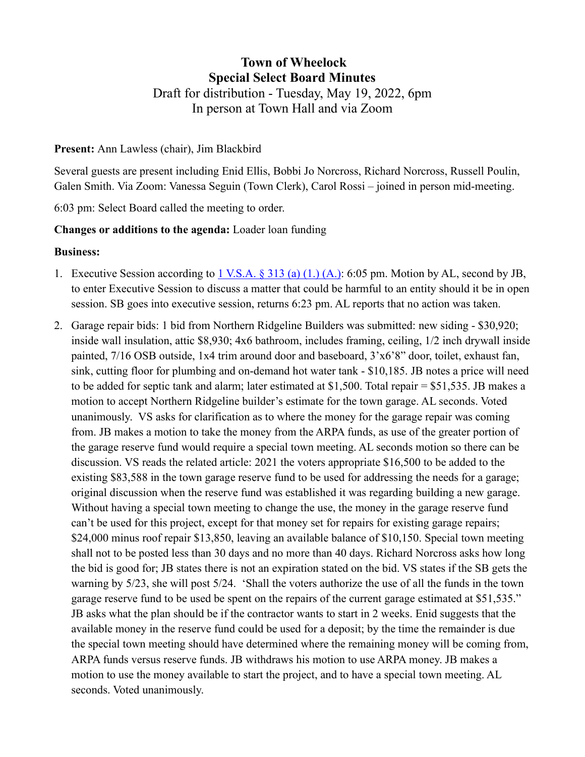# Town of Wheelock
# Special Select Board Minutes

Draft for distribution - Tuesday, May 19, 2022, 6pm
In person at Town Hall and via Zoom

**Present:** Ann Lawless (chair), Jim Blackbird

Several guests are present including Enid Ellis, Bobbi Jo Norcross, Richard Norcross, Russell Poulin, Galen Smith. Via Zoom: Vanessa Seguin (Town Clerk), Carol Rossi – joined in person mid-meeting.

6:03 pm: Select Board called the meeting to order.

**Changes or additions to the agenda:** Loader loan funding

**Business:**

1. Executive Session according to 1 V.S.A. § 313 (a) (1.) (A.): 6:05 pm. Motion by AL, second by JB, to enter Executive Session to discuss a matter that could be harmful to an entity should it be in open session. SB goes into executive session, returns 6:23 pm. AL reports that no action was taken.
2. Garage repair bids: 1 bid from Northern Ridgeline Builders was submitted: new siding - $30,920; inside wall insulation, attic $8,930; 4x6 bathroom, includes framing, ceiling, 1/2 inch drywall inside painted, 7/16 OSB outside, 1x4 trim around door and baseboard, 3'x6'8" door, toilet, exhaust fan, sink, cutting floor for plumbing and on-demand hot water tank - $10,185. JB notes a price will need to be added for septic tank and alarm; later estimated at $1,500. Total repair = $51,535. JB makes a motion to accept Northern Ridgeline builder's estimate for the town garage. AL seconds. Voted unanimously. VS asks for clarification as to where the money for the garage repair was coming from. JB makes a motion to take the money from the ARPA funds, as use of the greater portion of the garage reserve fund would require a special town meeting. AL seconds motion so there can be discussion. VS reads the related article: 2021 the voters appropriate $16,500 to be added to the existing $83,588 in the town garage reserve fund to be used for addressing the needs for a garage; original discussion when the reserve fund was established it was regarding building a new garage. Without having a special town meeting to change the use, the money in the garage reserve fund can't be used for this project, except for that money set for repairs for existing garage repairs; $24,000 minus roof repair $13,850, leaving an available balance of $10,150. Special town meeting shall not to be posted less than 30 days and no more than 40 days. Richard Norcross asks how long the bid is good for; JB states there is not an expiration stated on the bid. VS states if the SB gets the warning by 5/23, she will post 5/24. 'Shall the voters authorize the use of all the funds in the town garage reserve fund to be used be spent on the repairs of the current garage estimated at $51,535." JB asks what the plan should be if the contractor wants to start in 2 weeks. Enid suggests that the available money in the reserve fund could be used for a deposit; by the time the remainder is due the special town meeting should have determined where the remaining money will be coming from, ARPA funds versus reserve funds. JB withdraws his motion to use ARPA money. JB makes a motion to use the money available to start the project, and to have a special town meeting. AL seconds. Voted unanimously.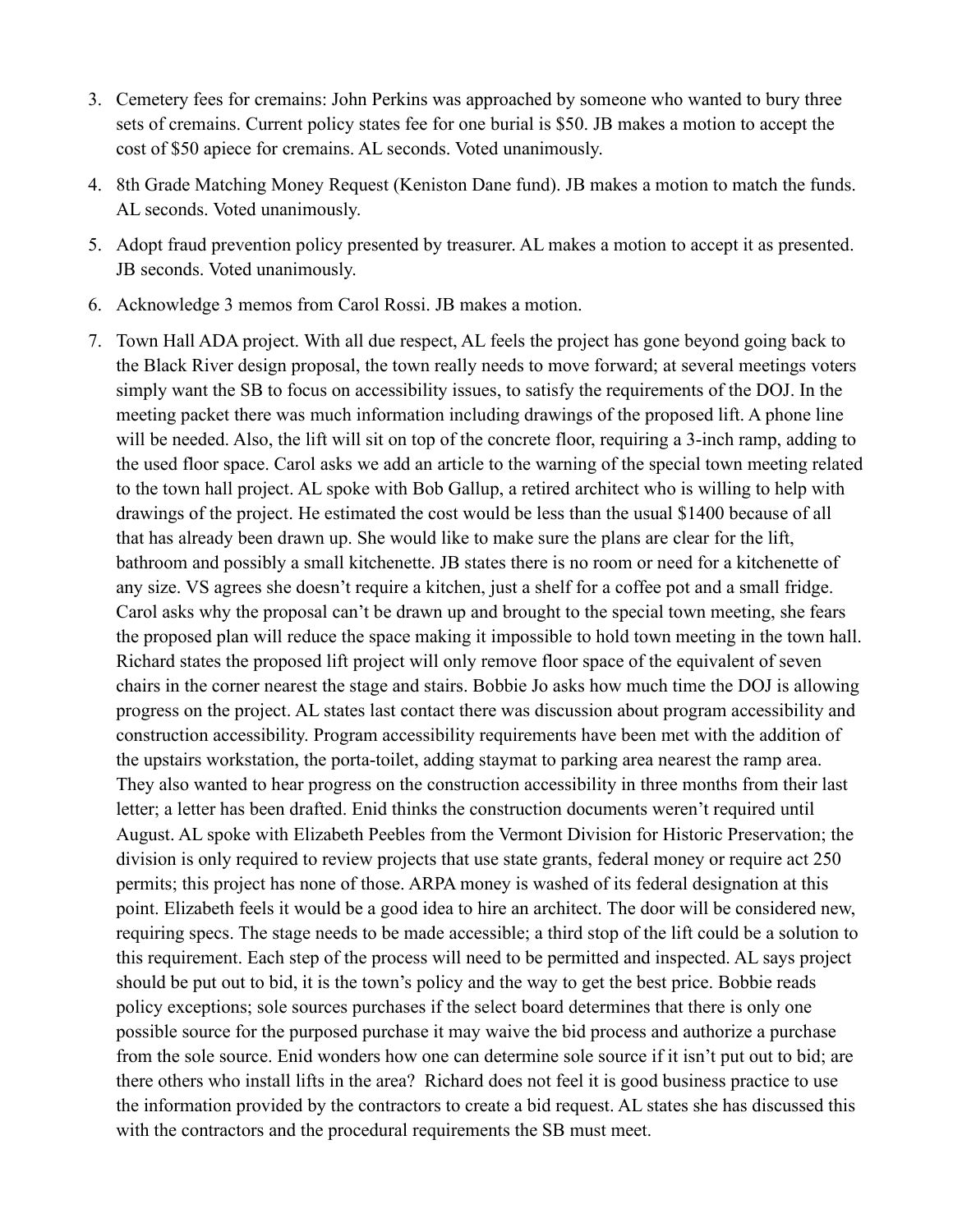3. Cemetery fees for cremains: John Perkins was approached by someone who wanted to bury three sets of cremains. Current policy states fee for one burial is $50. JB makes a motion to accept the cost of $50 apiece for cremains. AL seconds. Voted unanimously.

4. 8th Grade Matching Money Request (Keniston Dane fund). JB makes a motion to match the funds. AL seconds. Voted unanimously.

5. Adopt fraud prevention policy presented by treasurer. AL makes a motion to accept it as presented. JB seconds. Voted unanimously.

6. Acknowledge 3 memos from Carol Rossi. JB makes a motion.

7. Town Hall ADA project. With all due respect, AL feels the project has gone beyond going back to the Black River design proposal, the town really needs to move forward; at several meetings voters simply want the SB to focus on accessibility issues, to satisfy the requirements of the DOJ. In the meeting packet there was much information including drawings of the proposed lift. A phone line will be needed. Also, the lift will sit on top of the concrete floor, requiring a 3-inch ramp, adding to the used floor space. Carol asks we add an article to the warning of the special town meeting related to the town hall project. AL spoke with Bob Gallup, a retired architect who is willing to help with drawings of the project. He estimated the cost would be less than the usual $1400 because of all that has already been drawn up. She would like to make sure the plans are clear for the lift, bathroom and possibly a small kitchenette. JB states there is no room or need for a kitchenette of any size. VS agrees she doesn't require a kitchen, just a shelf for a coffee pot and a small fridge. Carol asks why the proposal can't be drawn up and brought to the special town meeting, she fears the proposed plan will reduce the space making it impossible to hold town meeting in the town hall. Richard states the proposed lift project will only remove floor space of the equivalent of seven chairs in the corner nearest the stage and stairs. Bobbie Jo asks how much time the DOJ is allowing progress on the project. AL states last contact there was discussion about program accessibility and construction accessibility. Program accessibility requirements have been met with the addition of the upstairs workstation, the porta-toilet, adding staymat to parking area nearest the ramp area. They also wanted to hear progress on the construction accessibility in three months from their last letter; a letter has been drafted. Enid thinks the construction documents weren't required until August. AL spoke with Elizabeth Peebles from the Vermont Division for Historic Preservation; the division is only required to review projects that use state grants, federal money or require act 250 permits; this project has none of those. ARPA money is washed of its federal designation at this point. Elizabeth feels it would be a good idea to hire an architect. The door will be considered new, requiring specs. The stage needs to be made accessible; a third stop of the lift could be a solution to this requirement. Each step of the process will need to be permitted and inspected. AL says project should be put out to bid, it is the town's policy and the way to get the best price. Bobbie reads policy exceptions; sole sources purchases if the select board determines that there is only one possible source for the purposed purchase it may waive the bid process and authorize a purchase from the sole source. Enid wonders how one can determine sole source if it isn't put out to bid; are there others who install lifts in the area? Richard does not feel it is good business practice to use the information provided by the contractors to create a bid request. AL states she has discussed this with the contractors and the procedural requirements the SB must meet.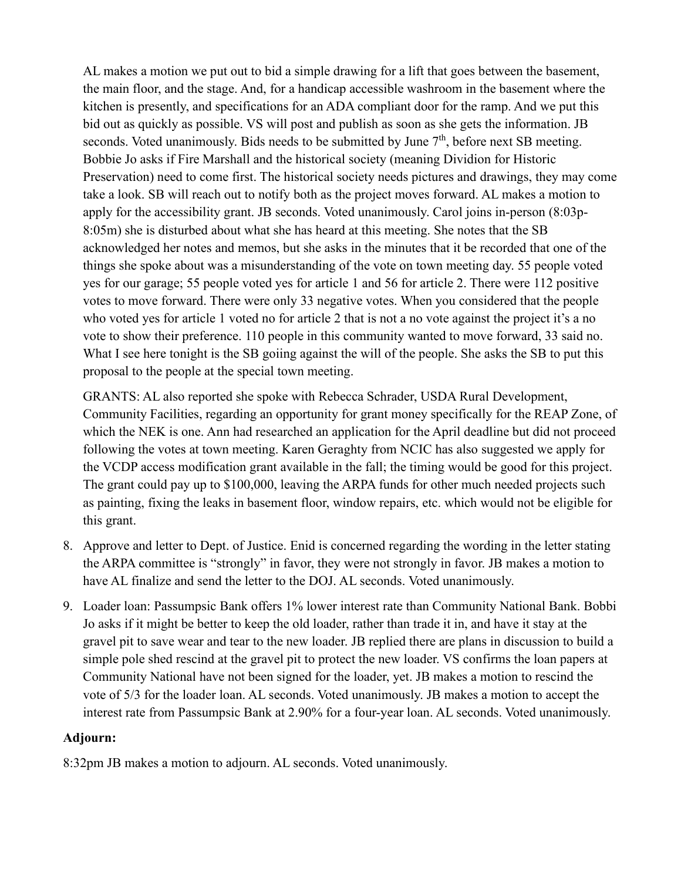AL makes a motion we put out to bid a simple drawing for a lift that goes between the basement, the main floor, and the stage. And, for a handicap accessible washroom in the basement where the kitchen is presently, and specifications for an ADA compliant door for the ramp. And we put this bid out as quickly as possible. VS will post and publish as soon as she gets the information. JB seconds. Voted unanimously. Bids needs to be submitted by June 7th, before next SB meeting. Bobbie Jo asks if Fire Marshall and the historical society (meaning Dividion for Historic Preservation) need to come first. The historical society needs pictures and drawings, they may come take a look. SB will reach out to notify both as the project moves forward. AL makes a motion to apply for the accessibility grant. JB seconds. Voted unanimously. Carol joins in-person (8:03p-8:05m) she is disturbed about what she has heard at this meeting. She notes that the SB acknowledged her notes and memos, but she asks in the minutes that it be recorded that one of the things she spoke about was a misunderstanding of the vote on town meeting day. 55 people voted yes for our garage; 55 people voted yes for article 1 and 56 for article 2. There were 112 positive votes to move forward. There were only 33 negative votes. When you considered that the people who voted yes for article 1 voted no for article 2 that is not a no vote against the project it's a no vote to show their preference. 110 people in this community wanted to move forward, 33 said no. What I see here tonight is the SB goiing against the will of the people. She asks the SB to put this proposal to the people at the special town meeting.

GRANTS: AL also reported she spoke with Rebecca Schrader, USDA Rural Development, Community Facilities, regarding an opportunity for grant money specifically for the REAP Zone, of which the NEK is one. Ann had researched an application for the April deadline but did not proceed following the votes at town meeting. Karen Geraghty from NCIC has also suggested we apply for the VCDP access modification grant available in the fall; the timing would be good for this project. The grant could pay up to $100,000, leaving the ARPA funds for other much needed projects such as painting, fixing the leaks in basement floor, window repairs, etc. which would not be eligible for this grant.

8. Approve and letter to Dept. of Justice. Enid is concerned regarding the wording in the letter stating the ARPA committee is "strongly" in favor, they were not strongly in favor. JB makes a motion to have AL finalize and send the letter to the DOJ. AL seconds. Voted unanimously.
9. Loader loan: Passumpsic Bank offers 1% lower interest rate than Community National Bank. Bobbi Jo asks if it might be better to keep the old loader, rather than trade it in, and have it stay at the gravel pit to save wear and tear to the new loader. JB replied there are plans in discussion to build a simple pole shed rescind at the gravel pit to protect the new loader. VS confirms the loan papers at Community National have not been signed for the loader, yet. JB makes a motion to rescind the vote of 5/3 for the loader loan. AL seconds. Voted unanimously. JB makes a motion to accept the interest rate from Passumpsic Bank at 2.90% for a four-year loan. AL seconds. Voted unanimously.

**Adjourn:**

8:32pm JB makes a motion to adjourn. AL seconds. Voted unanimously.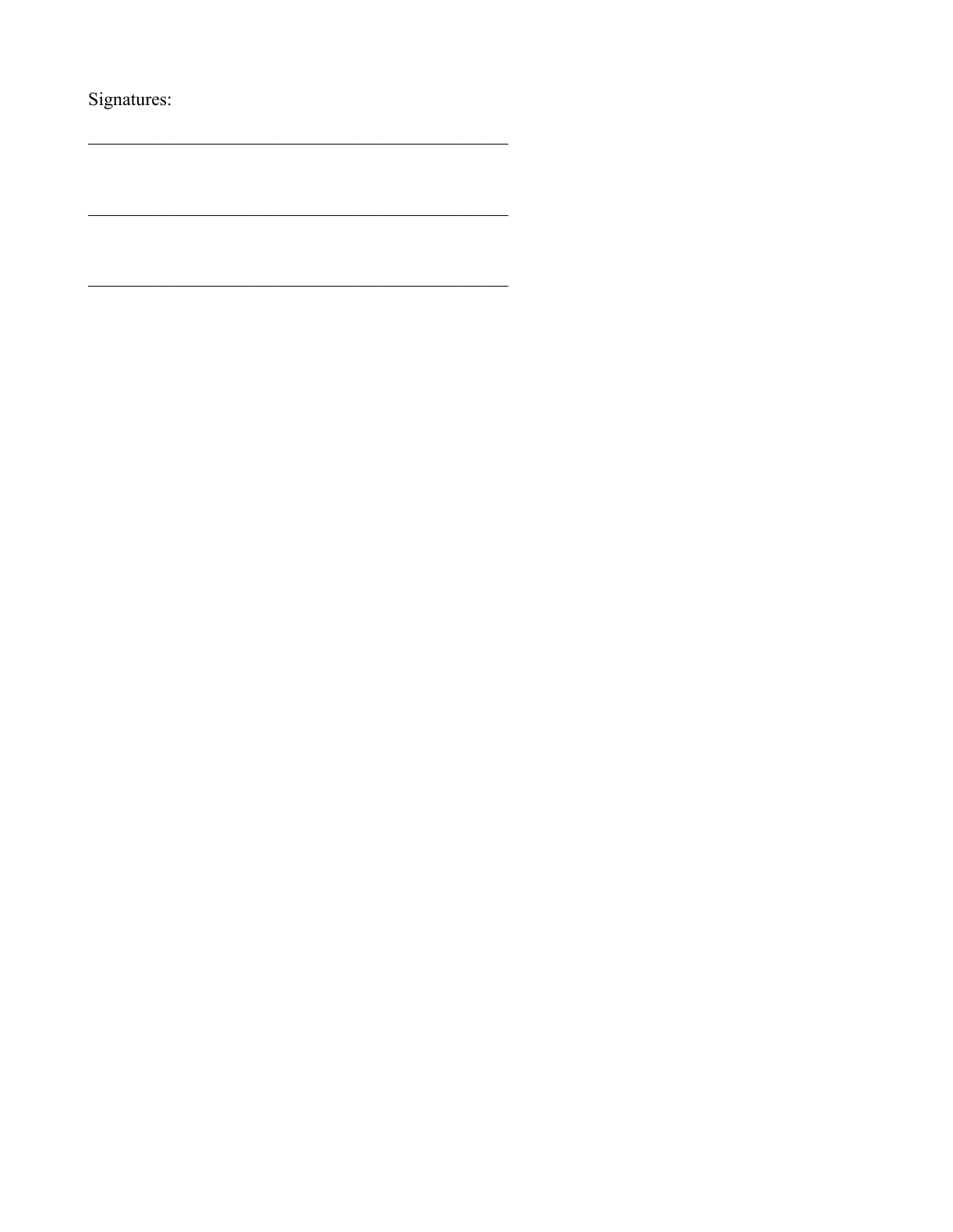Signatures:

\_\_\_\_\_\_\_\_\_\_\_\_\_\_\_\_\_\_\_\_\_\_\_\_\_\_\_\_\_\_\_\_\_\_\_\_\_\_\_\_\_\_\_\_\_\_

\_\_\_\_\_\_\_\_\_\_\_\_\_\_\_\_\_\_\_\_\_\_\_\_\_\_\_\_\_\_\_\_\_\_\_\_\_\_\_\_\_\_\_\_\_\_

\_\_\_\_\_\_\_\_\_\_\_\_\_\_\_\_\_\_\_\_\_\_\_\_\_\_\_\_\_\_\_\_\_\_\_\_\_\_\_\_\_\_\_\_\_\_